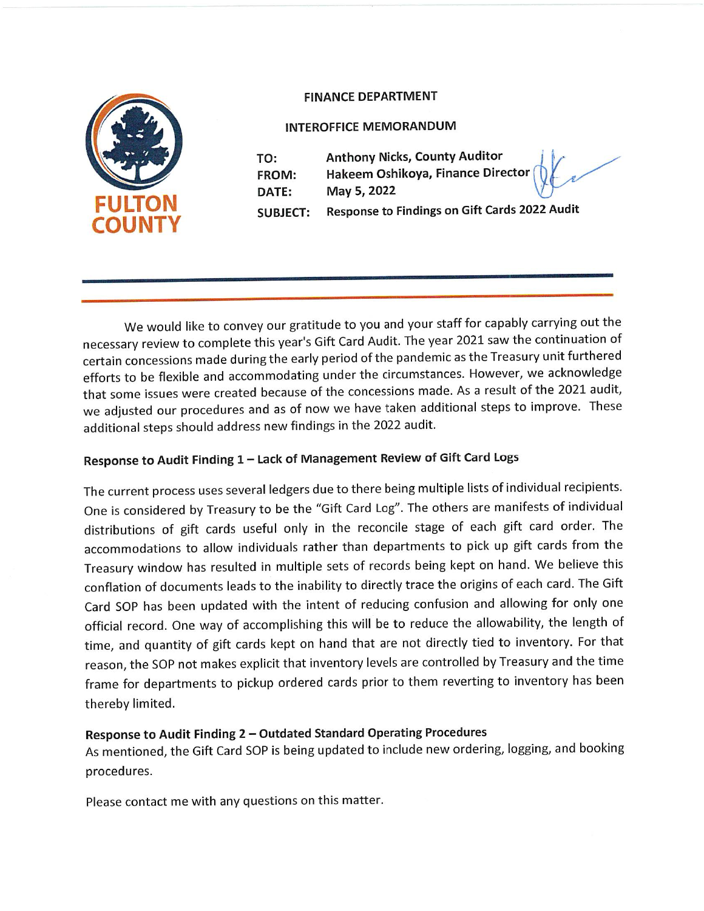FULTON COUNTY

**FINANCE DEPARTMENT**

**INTEROFFICE MEMORANDUM**

**TO:** Anthony Nicks, County Auditor
**FROM:** Hakeem Oshikoya, Finance Director
**DATE:** May 5, 2022
**SUBJECT:** Response to Findings on Gift Cards 2022 Audit

---

We would like to convey our gratitude to you and your staff for capably carrying out the necessary review to complete this year's Gift Card Audit. The year 2021 saw the continuation of certain concessions made during the early period of the pandemic as the Treasury unit furthered efforts to be flexible and accommodating under the circumstances. However, we acknowledge that some issues were created because of the concessions made. As a result of the 2021 audit, we adjusted our procedures and as of now we have taken additional steps to improve. These additional steps should address new findings in the 2022 audit.

### Response to Audit Finding 1 – Lack of Management Review of Gift Card Logs

The current process uses several ledgers due to there being multiple lists of individual recipients. One is considered by Treasury to be the "Gift Card Log". The others are manifests of individual distributions of gift cards useful only in the reconcile stage of each gift card order. The accommodations to allow individuals rather than departments to pick up gift cards from the Treasury window has resulted in multiple sets of records being kept on hand. We believe this conflation of documents leads to the inability to directly trace the origins of each card. The Gift Card SOP has been updated with the intent of reducing confusion and allowing for only one official record. One way of accomplishing this will be to reduce the allowability, the length of time, and quantity of gift cards kept on hand that are not directly tied to inventory. For that reason, the SOP not makes explicit that inventory levels are controlled by Treasury and the time frame for departments to pickup ordered cards prior to them reverting to inventory has been thereby limited.

### Response to Audit Finding 2 – Outdated Standard Operating Procedures

As mentioned, the Gift Card SOP is being updated to include new ordering, logging, and booking procedures.

Please contact me with any questions on this matter.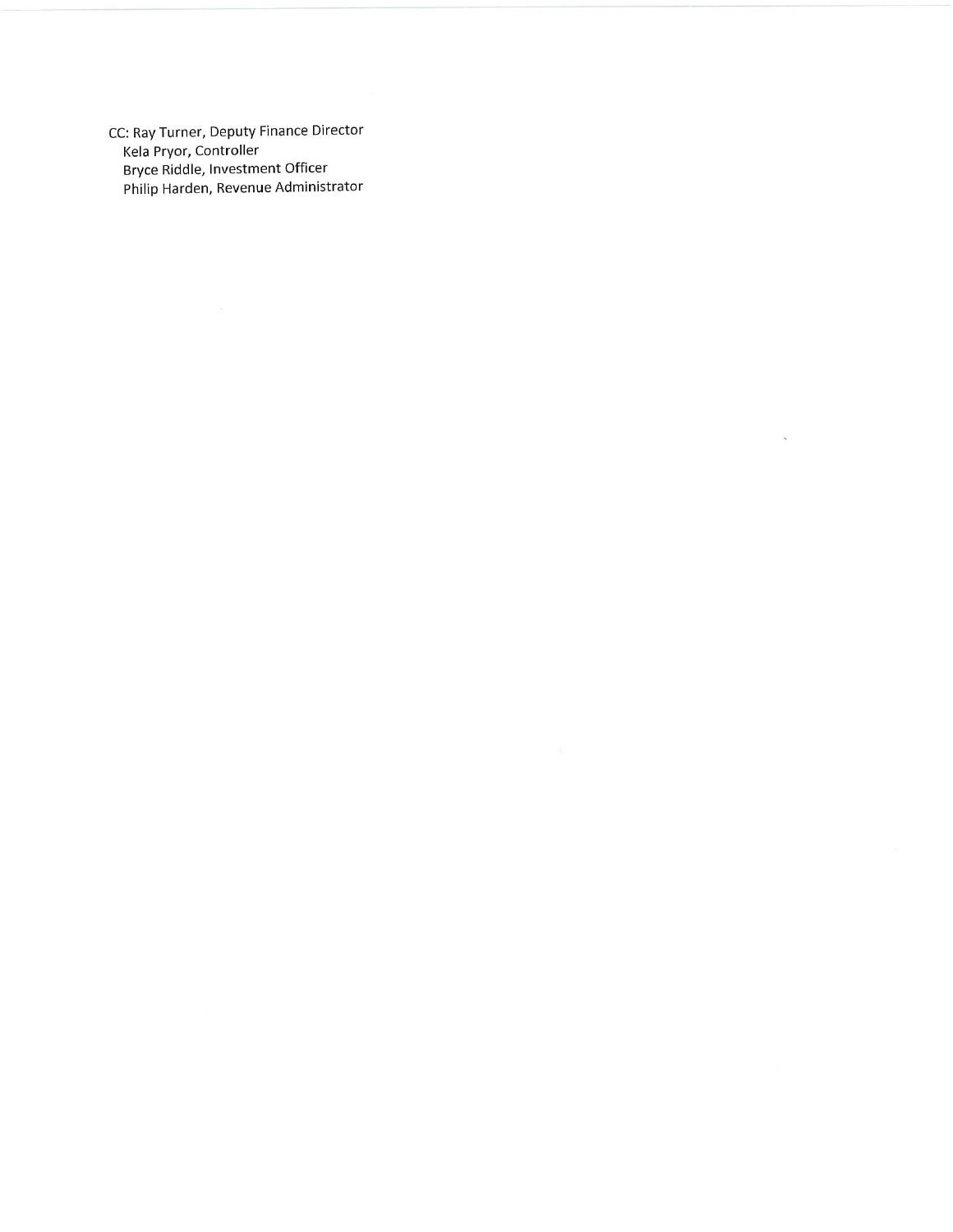CC: Ray Turner, Deputy Finance Director
Kela Pryor, Controller
Bryce Riddle, Investment Officer
Philip Harden, Revenue Administrator